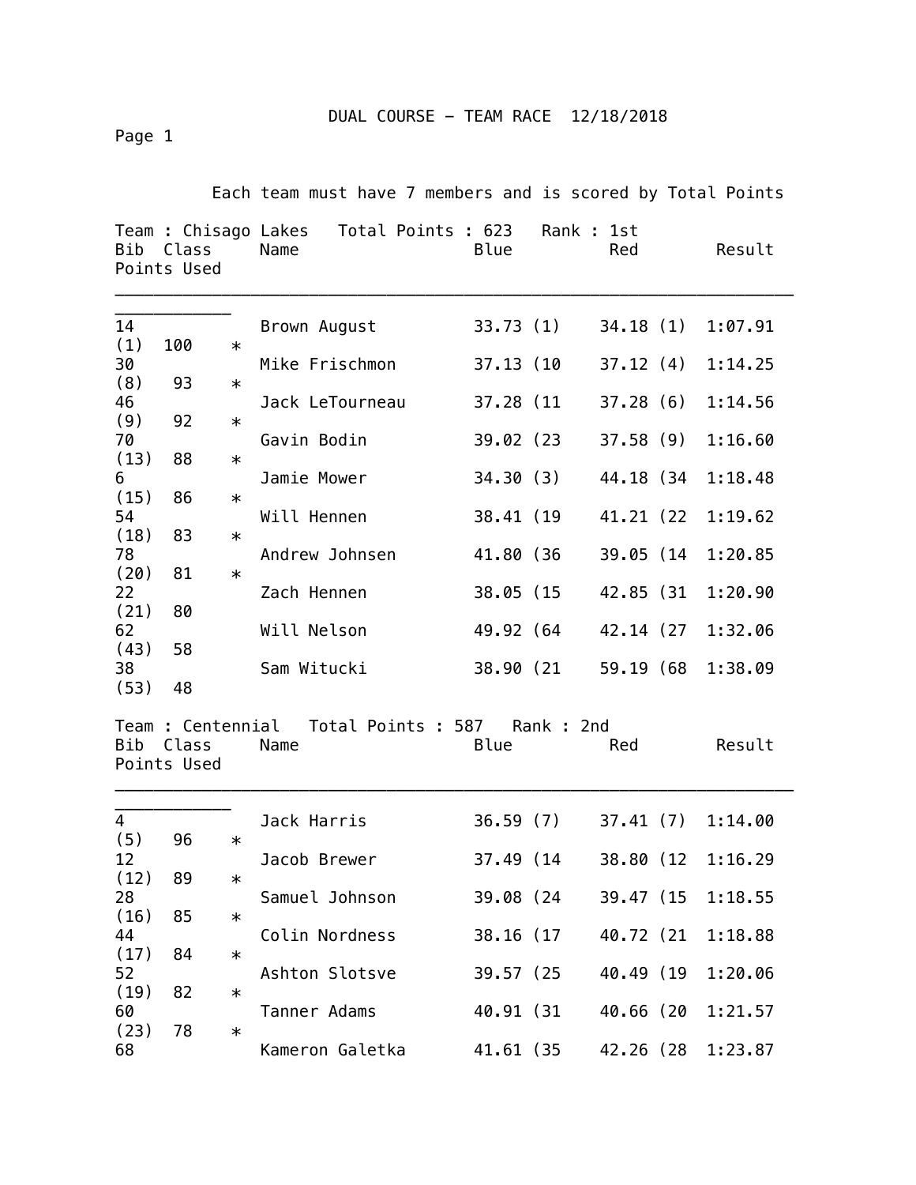DUAL COURSE – TEAM RACE 12/18/2018

Each team must have 7 members and is scored by Total Points

**Team : Chisago Lakes   Total Points : 623   Rank : 1st**

| Bib | Class | Name | Blue | Red | Result | Points | Used |
|---|---|---|---|---|---|---|---|
| 14 | | Brown August | 33.73 (1) | 34.18 (1) | 1:07.91 (1) | 100 | * |
| 30 | | Mike Frischmon | 37.13 (10 | 37.12 (4) | 1:14.25 (8) | 93 | * |
| 46 | | Jack LeTourneau | 37.28 (11 | 37.28 (6) | 1:14.56 (9) | 92 | * |
| 70 | | Gavin Bodin | 39.02 (23 | 37.58 (9) | 1:16.60 (13) | 88 | * |
| 6 | | Jamie Mower | 34.30 (3) | 44.18 (34 | 1:18.48 (15) | 86 | * |
| 54 | | Will Hennen | 38.41 (19 | 41.21 (22 | 1:19.62 (18) | 83 | * |
| 78 | | Andrew Johnsen | 41.80 (36 | 39.05 (14 | 1:20.85 (20) | 81 | * |
| 22 | | Zach Hennen | 38.05 (15 | 42.85 (31 | 1:20.90 (21) | 80 | |
| 62 | | Will Nelson | 49.92 (64 | 42.14 (27 | 1:32.06 (43) | 58 | |
| 38 | | Sam Witucki | 38.90 (21 | 59.19 (68 | 1:38.09 (53) | 48 | |

**Team : Centennial   Total Points : 587   Rank : 2nd**

| Bib | Class | Name | Blue | Red | Result | Points | Used |
|---|---|---|---|---|---|---|---|
| 4 | | Jack Harris | 36.59 (7) | 37.41 (7) | 1:14.00 (5) | 96 | * |
| 12 | | Jacob Brewer | 37.49 (14 | 38.80 (12 | 1:16.29 (12) | 89 | * |
| 28 | | Samuel Johnson | 39.08 (24 | 39.47 (15 | 1:18.55 (16) | 85 | * |
| 44 | | Colin Nordness | 38.16 (17 | 40.72 (21 | 1:18.88 (17) | 84 | * |
| 52 | | Ashton Slotsve | 39.57 (25 | 40.49 (19 | 1:20.06 (19) | 82 | * |
| 60 | | Tanner Adams | 40.91 (31 | 40.66 (20 | 1:21.57 (23) | 78 | * |
| 68 | | Kameron Galetka | 41.61 (35 | 42.26 (28 | 1:23.87 | | |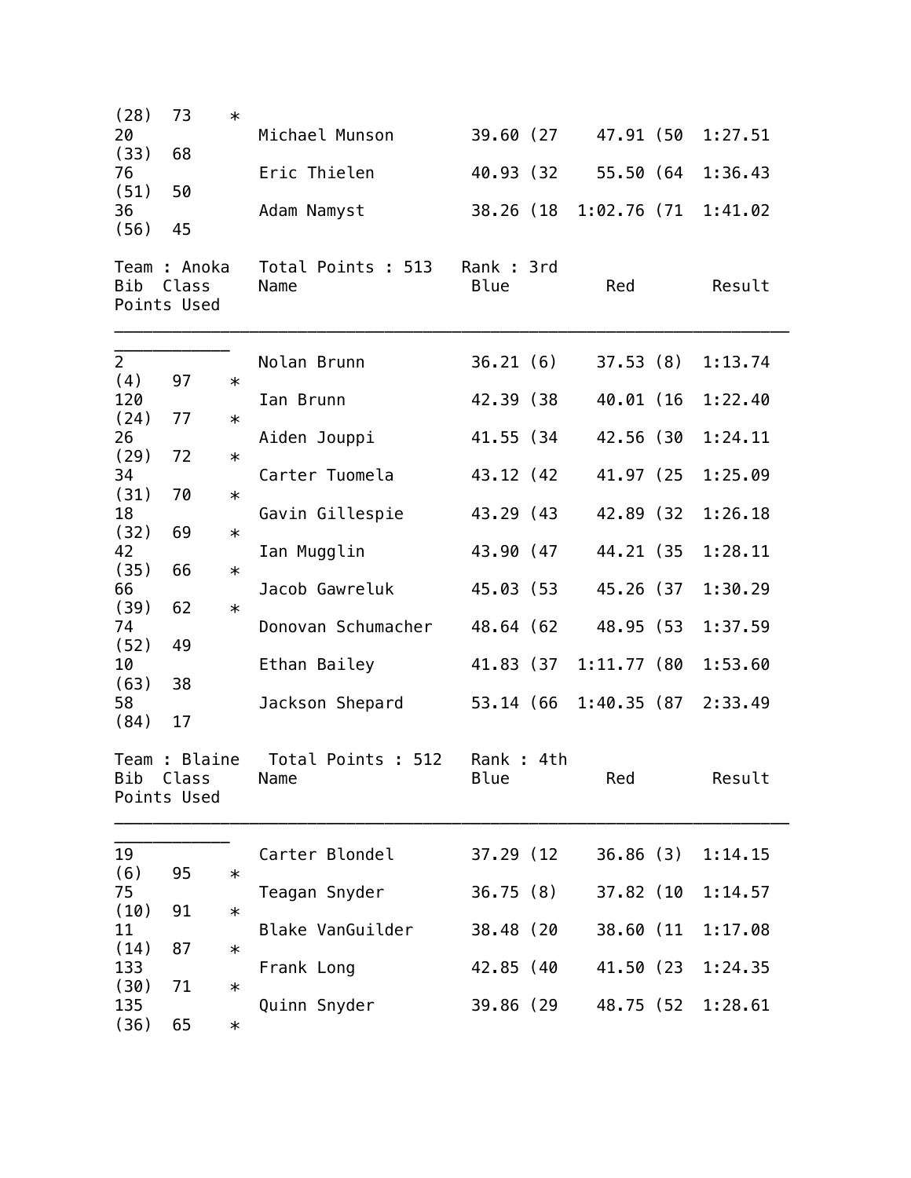| Bib | Class | Points Used | | Name | Blue | Red | Result |
|---|---|---|---|---|---|---|---|
| | (28) | 73 | * | | | | |
| 20 | (33) | 68 | | Michael Munson | 39.60 (27 | 47.91 (50 | 1:27.51 |
| 76 | (51) | 50 | | Eric Thielen | 40.93 (32 | 55.50 (64 | 1:36.43 |
| 36 | (56) | 45 | | Adam Namyst | 38.26 (18 | 1:02.76 (71 | 1:41.02 |

Team : Anoka    Total Points : 513    Rank : 3rd

| Bib | Class | Points Used | | Name | Blue | Red | Result |
|---|---|---|---|---|---|---|---|
| 2 | (4) | 97 | * | Nolan Brunn | 36.21 (6) | 37.53 (8) | 1:13.74 |
| 120 | (24) | 77 | * | Ian Brunn | 42.39 (38 | 40.01 (16 | 1:22.40 |
| 26 | (29) | 72 | * | Aiden Jouppi | 41.55 (34 | 42.56 (30 | 1:24.11 |
| 34 | (31) | 70 | * | Carter Tuomela | 43.12 (42 | 41.97 (25 | 1:25.09 |
| 18 | (32) | 69 | * | Gavin Gillespie | 43.29 (43 | 42.89 (32 | 1:26.18 |
| 42 | (35) | 66 | * | Ian Mugglin | 43.90 (47 | 44.21 (35 | 1:28.11 |
| 66 | (39) | 62 | * | Jacob Gawreluk | 45.03 (53 | 45.26 (37 | 1:30.29 |
| 74 | (52) | 49 | | Donovan Schumacher | 48.64 (62 | 48.95 (53 | 1:37.59 |
| 10 | (63) | 38 | | Ethan Bailey | 41.83 (37 | 1:11.77 (80 | 1:53.60 |
| 58 | (84) | 17 | | Jackson Shepard | 53.14 (66 | 1:40.35 (87 | 2:33.49 |

Team : Blaine    Total Points : 512    Rank : 4th

| Bib | Class | Points Used | | Name | Blue | Red | Result |
|---|---|---|---|---|---|---|---|
| 19 | (6) | 95 | * | Carter Blondel | 37.29 (12 | 36.86 (3) | 1:14.15 |
| 75 | (10) | 91 | * | Teagan Snyder | 36.75 (8) | 37.82 (10 | 1:14.57 |
| 11 | (14) | 87 | * | Blake VanGuilder | 38.48 (20 | 38.60 (11 | 1:17.08 |
| 133 | (30) | 71 | * | Frank Long | 42.85 (40 | 41.50 (23 | 1:24.35 |
| 135 | (36) | 65 | * | Quinn Snyder | 39.86 (29 | 48.75 (52 | 1:28.61 |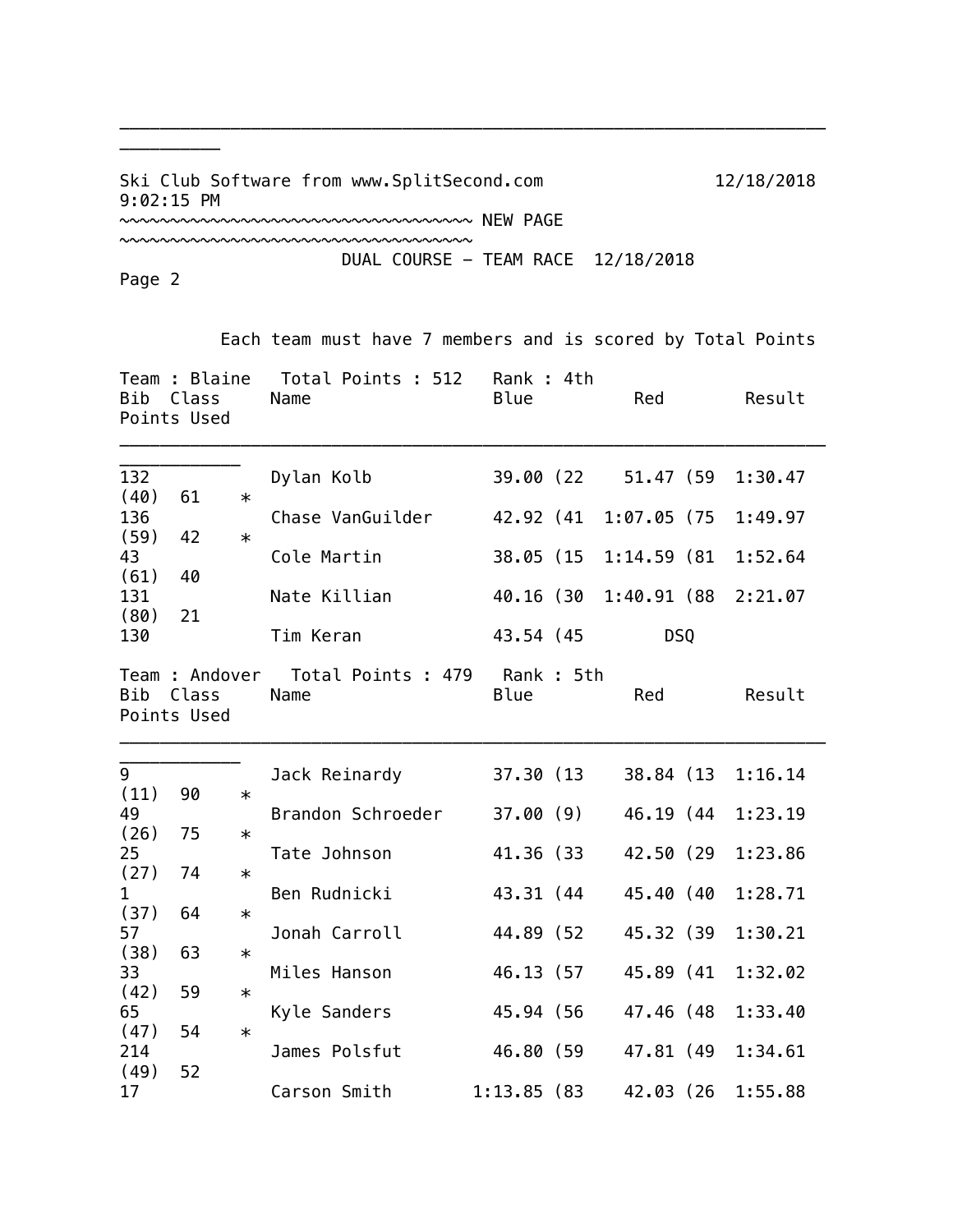Ski Club Software from www.SplitSecond.com 12/18/2018 9:02:15 PM

~~~~~~~~~~~~~~~~~~~~~~~~~~~~~~~~~~~~ NEW PAGE ~~~~~~~~~~~~~~~~~~~~~~~~~~~~~~~~~~~~

DUAL COURSE - TEAM RACE 12/18/2018

Page 2

Each team must have 7 members and is scored by Total Points

Team : Blaine Total Points : 512 Rank : 4th

| Bib | Class | Name | Blue | Red | Result | Points | Used |
|---|---|---|---|---|---|---|---|
| 132 | | Dylan Kolb | 39.00 (22 | 51.47 (59 | 1:30.47 (40) | 61 | * |
| 136 | | Chase VanGuilder | 42.92 (41 | 1:07.05 (75 | 1:49.97 (59) | 42 | * |
| 43 | | Cole Martin | 38.05 (15 | 1:14.59 (81 | 1:52.64 (61) | 40 | |
| 131 | | Nate Killian | 40.16 (30 | 1:40.91 (88 | 2:21.07 (80) | 21 | |
| 130 | | Tim Keran | 43.54 (45 | DSQ | | | |

Team : Andover Total Points : 479 Rank : 5th

| Bib | Class | Name | Blue | Red | Result | Points | Used |
|---|---|---|---|---|---|---|---|
| 9 | | Jack Reinardy | 37.30 (13 | 38.84 (13 | 1:16.14 (11) | 90 | * |
| 49 | | Brandon Schroeder | 37.00 (9) | 46.19 (44 | 1:23.19 (26) | 75 | * |
| 25 | | Tate Johnson | 41.36 (33 | 42.50 (29 | 1:23.86 (27) | 74 | * |
| 1 | | Ben Rudnicki | 43.31 (44 | 45.40 (40 | 1:28.71 (37) | 64 | * |
| 57 | | Jonah Carroll | 44.89 (52 | 45.32 (39 | 1:30.21 (38) | 63 | * |
| 33 | | Miles Hanson | 46.13 (57 | 45.89 (41 | 1:32.02 (42) | 59 | * |
| 65 | | Kyle Sanders | 45.94 (56 | 47.46 (48 | 1:33.40 (47) | 54 | * |
| 214 | | James Polsfut | 46.80 (59 | 47.81 (49 | 1:34.61 (49) | 52 | |
| 17 | | Carson Smith | 1:13.85 (83 | 42.03 (26 | 1:55.88 | | |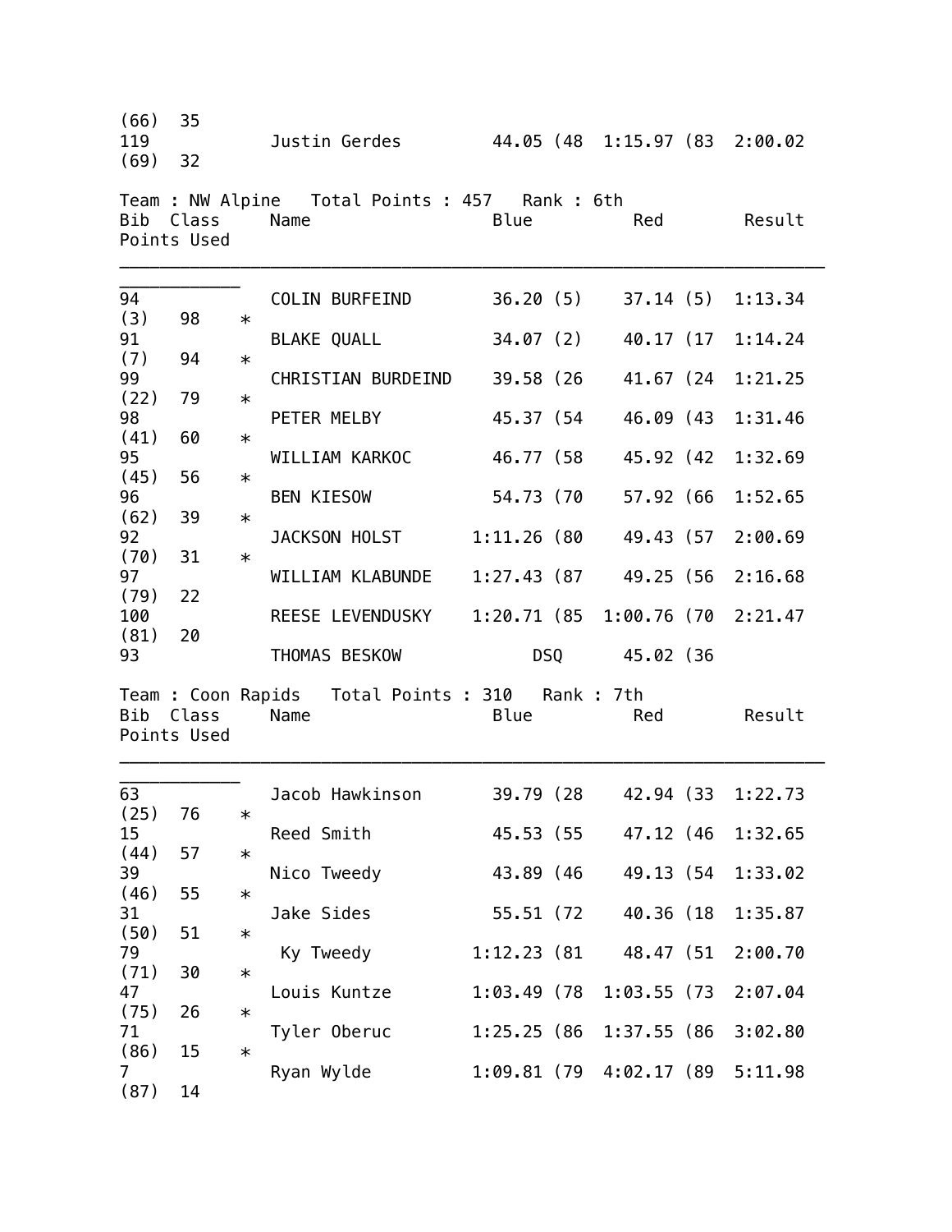(66) 35
119 Justin Gerdes 44.05 (48 1:15.97 (83 2:00.02
(69) 32

Team : NW Alpine   Total Points : 457   Rank : 6th

| Bib | Class | Name | Blue | Red | Result | Points | Used |
|---|---|---|---|---|---|---|---|
| 94 | | COLIN BURFEIND | 36.20 (5) | 37.14 (5) | 1:13.34 (3) | 98 | * |
| 91 | | BLAKE QUALL | 34.07 (2) | 40.17 (17 | 1:14.24 (7) | 94 | * |
| 99 | | CHRISTIAN BURDEIND | 39.58 (26 | 41.67 (24 | 1:21.25 (22) | 79 | * |
| 98 | | PETER MELBY | 45.37 (54 | 46.09 (43 | 1:31.46 (41) | 60 | * |
| 95 | | WILLIAM KARKOC | 46.77 (58 | 45.92 (42 | 1:32.69 (45) | 56 | * |
| 96 | | BEN KIESOW | 54.73 (70 | 57.92 (66 | 1:52.65 (62) | 39 | * |
| 92 | | JACKSON HOLST | 1:11.26 (80 | 49.43 (57 | 2:00.69 (70) | 31 | * |
| 97 | | WILLIAM KLABUNDE | 1:27.43 (87 | 49.25 (56 | 2:16.68 (79) | 22 | |
| 100 | | REESE LEVENDUSKY | 1:20.71 (85 | 1:00.76 (70 | 2:21.47 (81) | 20 | |
| 93 | | THOMAS BESKOW | DSQ | 45.02 (36 | | | |

Team : Coon Rapids   Total Points : 310   Rank : 7th

| Bib | Class | Name | Blue | Red | Result | Points | Used |
|---|---|---|---|---|---|---|---|
| 63 | | Jacob Hawkinson | 39.79 (28 | 42.94 (33 | 1:22.73 (25) | 76 | * |
| 15 | | Reed Smith | 45.53 (55 | 47.12 (46 | 1:32.65 (44) | 57 | * |
| 39 | | Nico Tweedy | 43.89 (46 | 49.13 (54 | 1:33.02 (46) | 55 | * |
| 31 | | Jake Sides | 55.51 (72 | 40.36 (18 | 1:35.87 (50) | 51 | * |
| 79 | | Ky Tweedy | 1:12.23 (81 | 48.47 (51 | 2:00.70 (71) | 30 | * |
| 47 | | Louis Kuntze | 1:03.49 (78 | 1:03.55 (73 | 2:07.04 (75) | 26 | * |
| 71 | | Tyler Oberuc | 1:25.25 (86 | 1:37.55 (86 | 3:02.80 (86) | 15 | * |
| 7 | | Ryan Wylde | 1:09.81 (79 | 4:02.17 (89 | 5:11.98 (87) | 14 | |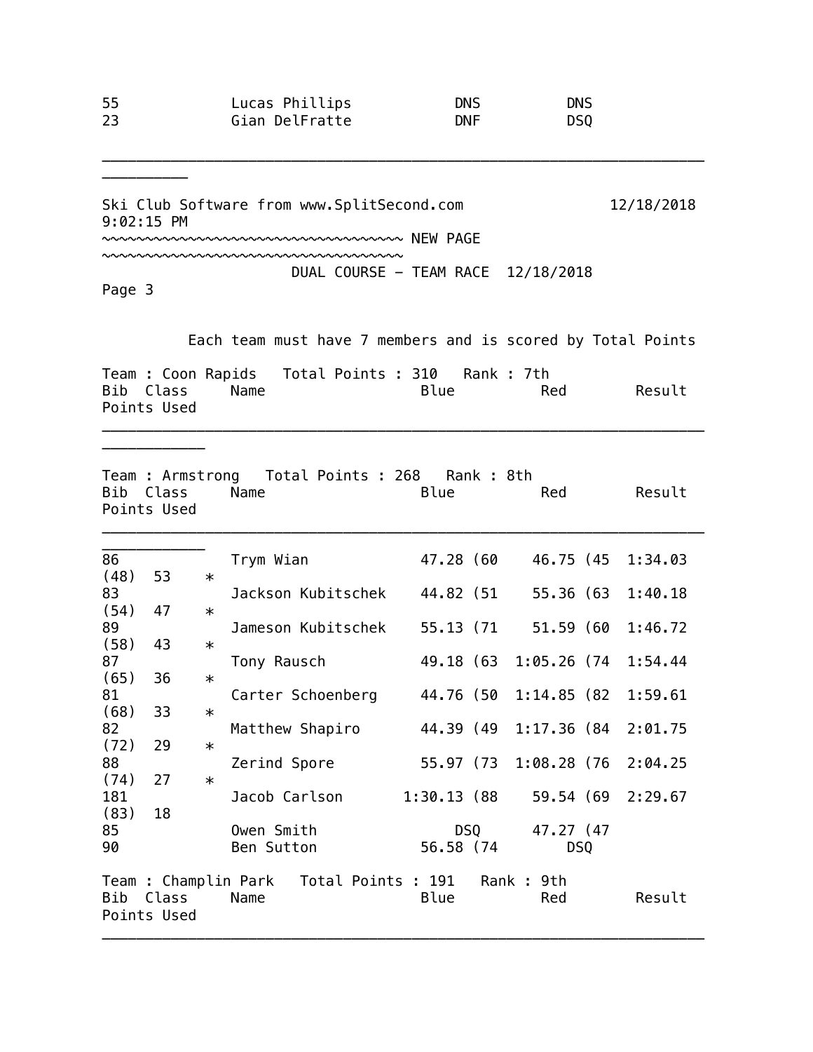| | | | | |
|---|---|---|---|---|
| 55 | Lucas Phillips | DNS | DNS | |
| 23 | Gian DelFratte | DNF | DSQ | |

Ski Club Software from www.SplitSecond.com 12/18/2018 9:02:15 PM

~~~~~~~~~~~~~~~~~~~~~~~~~~~~~~~~~~~ NEW PAGE ~~~~~~~~~~~~~~~~~~~~~~~~~~~~~~~~~~~

DUAL COURSE - TEAM RACE 12/18/2018

Page 3

Each team must have 7 members and is scored by Total Points

Team : Coon Rapids Total Points : 310 Rank : 7th

| Bib | Class | Name | Blue | Red | Result | Points | Used |
|---|---|---|---|---|---|---|---|

Team : Armstrong Total Points : 268 Rank : 8th

| Bib | Class | Name | Blue | Red | Result | Points | Used |
|---|---|---|---|---|---|---|---|
| 86 | | Trym Wian | 47.28 (60 | 46.75 (45 | 1:34.03 (48) | 53 | * |
| 83 | | Jackson Kubitschek | 44.82 (51 | 55.36 (63 | 1:40.18 (54) | 47 | * |
| 89 | | Jameson Kubitschek | 55.13 (71 | 51.59 (60 | 1:46.72 (58) | 43 | * |
| 87 | | Tony Rausch | 49.18 (63 | 1:05.26 (74 | 1:54.44 (65) | 36 | * |
| 81 | | Carter Schoenberg | 44.76 (50 | 1:14.85 (82 | 1:59.61 (68) | 33 | * |
| 82 | | Matthew Shapiro | 44.39 (49 | 1:17.36 (84 | 2:01.75 (72) | 29 | * |
| 88 | | Zerind Spore | 55.97 (73 | 1:08.28 (76 | 2:04.25 (74) | 27 | * |
| 181 | | Jacob Carlson | 1:30.13 (88 | 59.54 (69 | 2:29.67 (83) | 18 | |
| 85 | | Owen Smith | DSQ | 47.27 (47 | | | |
| 90 | | Ben Sutton | 56.58 (74 | DSQ | | | |

Team : Champlin Park Total Points : 191 Rank : 9th

| Bib | Class | Name | Blue | Red | Result | Points | Used |
|---|---|---|---|---|---|---|---|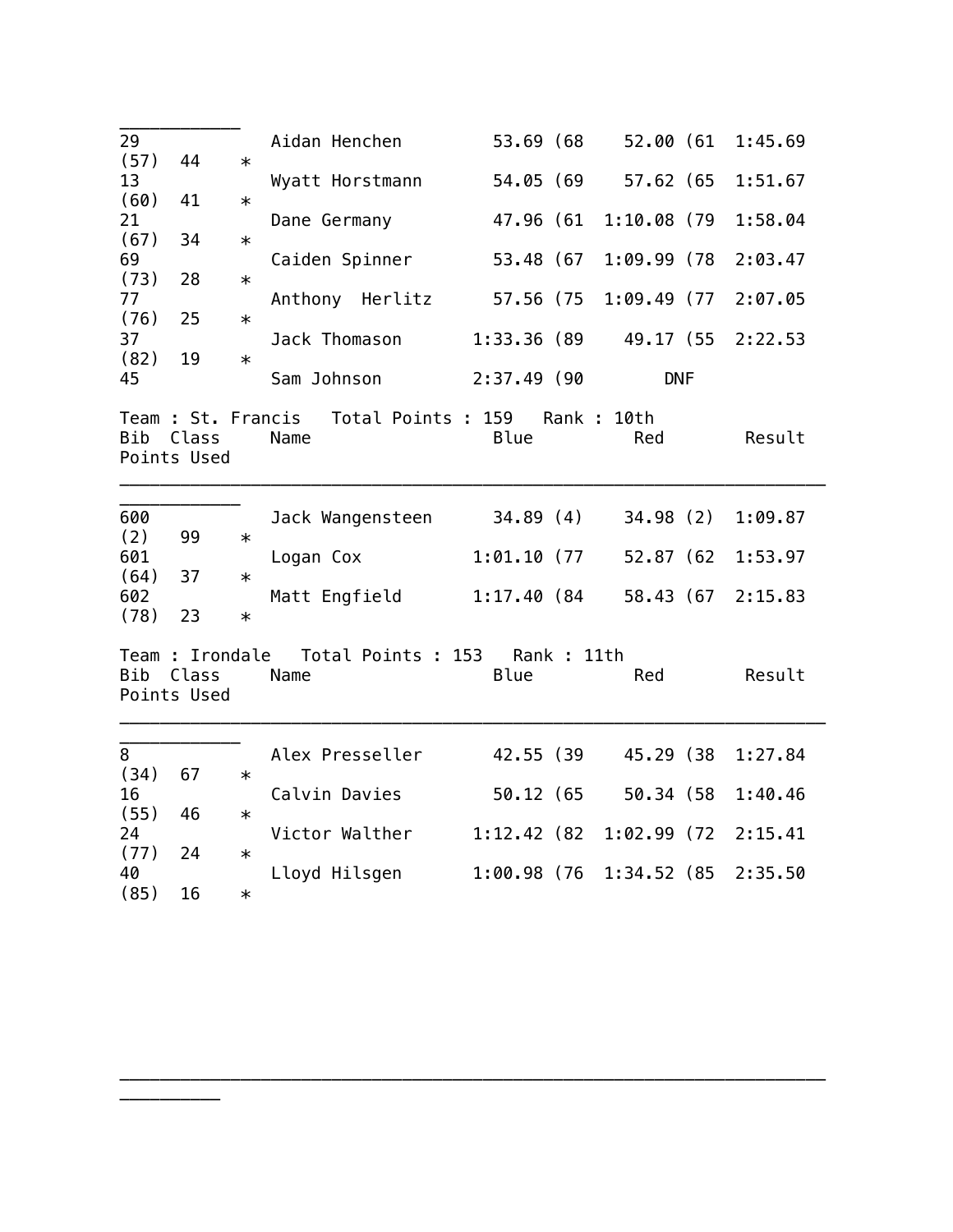| Bib | Class | Name | Blue | Red | Result | Points | Used |
|---|---|---|---|---|---|---|---|
| 29 | | Aidan Henchen | 53.69 (68 | 52.00 (61 | 1:45.69 (57) | 44 | * |
| 13 | | Wyatt Horstmann | 54.05 (69 | 57.62 (65 | 1:51.67 (60) | 41 | * |
| 21 | | Dane Germany | 47.96 (61 | 1:10.08 (79 | 1:58.04 (67) | 34 | * |
| 69 | | Caiden Spinner | 53.48 (67 | 1:09.99 (78 | 2:03.47 (73) | 28 | * |
| 77 | | Anthony  Herlitz | 57.56 (75 | 1:09.49 (77 | 2:07.05 (76) | 25 | * |
| 37 | | Jack Thomason | 1:33.36 (89 | 49.17 (55 | 2:22.53 (82) | 19 | * |
| 45 | | Sam Johnson | 2:37.49 (90 | DNF | | | |

Team : St. Francis   Total Points : 159   Rank : 10th

| Bib | Class | Name | Blue | Red | Result | Points | Used |
|---|---|---|---|---|---|---|---|
| 600 | | Jack Wangensteen | 34.89 (4) | 34.98 (2) | 1:09.87 (2) | 99 | * |
| 601 | | Logan Cox | 1:01.10 (77 | 52.87 (62 | 1:53.97 (64) | 37 | * |
| 602 | | Matt Engfield | 1:17.40 (84 | 58.43 (67 | 2:15.83 (78) | 23 | * |

Team : Irondale   Total Points : 153   Rank : 11th

| Bib | Class | Name | Blue | Red | Result | Points | Used |
|---|---|---|---|---|---|---|---|
| 8 | | Alex Presseller | 42.55 (39 | 45.29 (38 | 1:27.84 (34) | 67 | * |
| 16 | | Calvin Davies | 50.12 (65 | 50.34 (58 | 1:40.46 (55) | 46 | * |
| 24 | | Victor Walther | 1:12.42 (82 | 1:02.99 (72 | 2:15.41 (77) | 24 | * |
| 40 | | Lloyd Hilsgen | 1:00.98 (76 | 1:34.52 (85 | 2:35.50 (85) | 16 | * |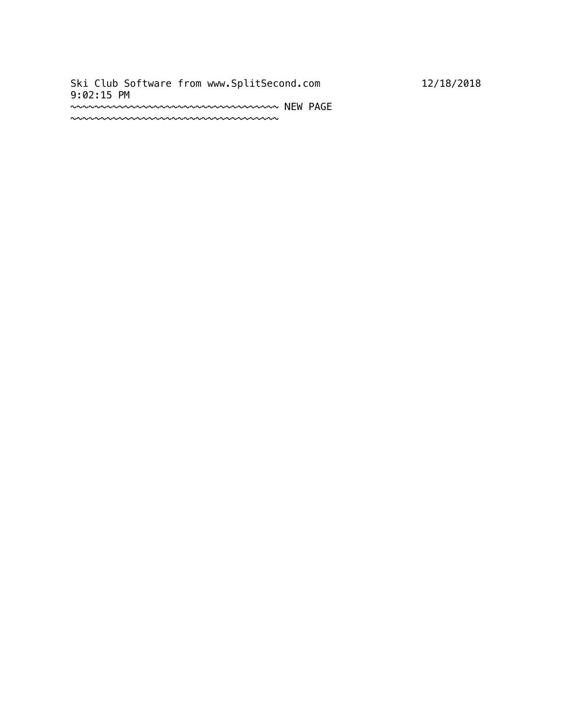Ski Club Software from www.SplitSecond.com 12/18/2018 9:02:15 PM

~~~~~~~~~~~~~~~~~~~~~~~~~~~~~~~~~~~~~ NEW PAGE ~~~~~~~~~~~~~~~~~~~~~~~~~~~~~~~~~~~~~